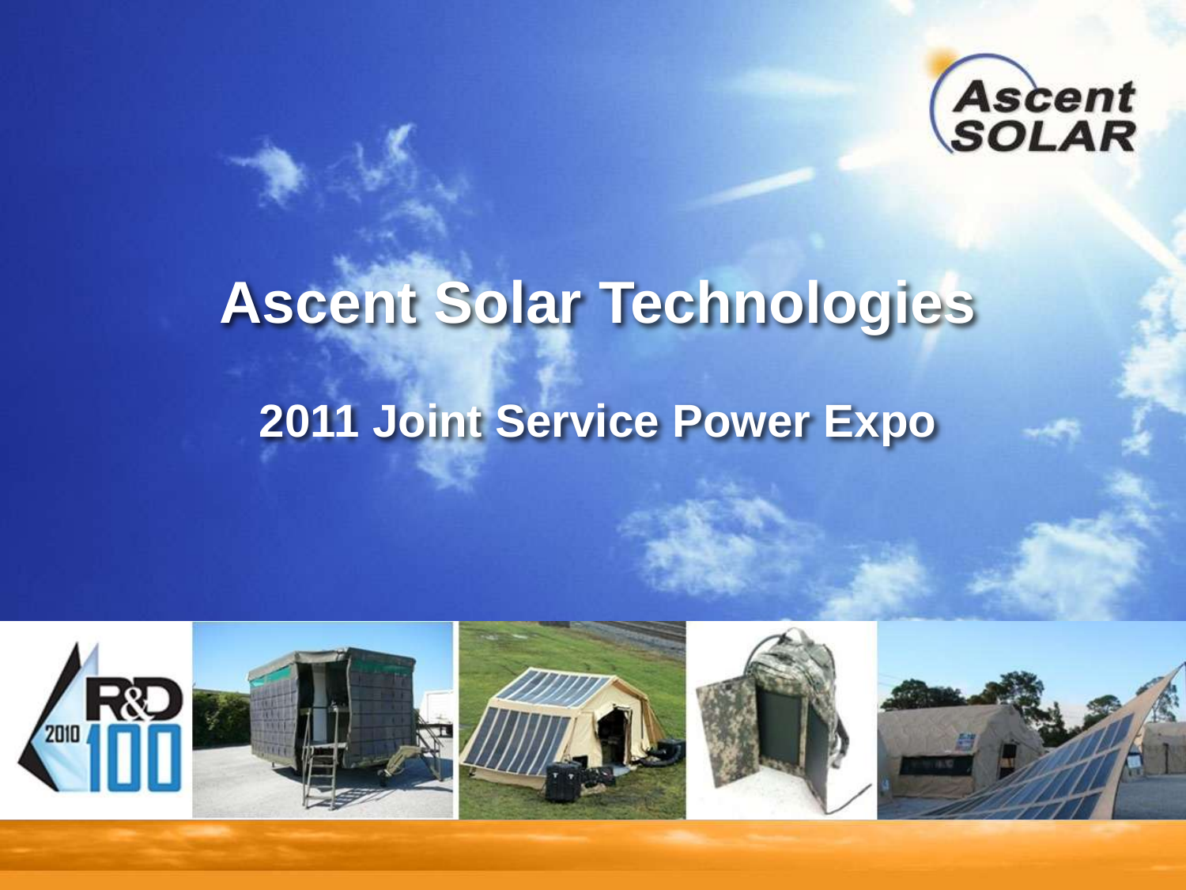# Ascent Solar Technologies

## 2011 Joint Service Power Expo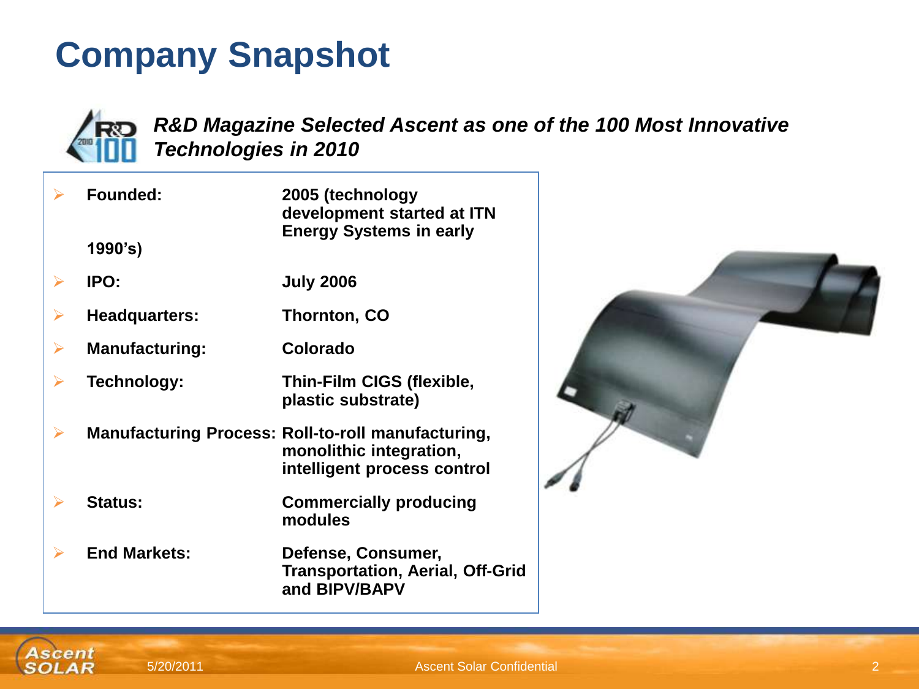# Company Snapshot

***R&D Magazine Selected Ascent as one of the 100 Most Innovative Technologies in 2010***

| | |
|---|---|
| **Founded:** | **2005 (technology development started at ITN Energy Systems in early 1990's)** |
| **IPO:** | **July 2006** |
| **Headquarters:** | **Thornton, CO** |
| **Manufacturing:** | **Colorado** |
| **Technology:** | **Thin-Film CIGS (flexible, plastic substrate)** |
| **Manufacturing Process:** | **Roll-to-roll manufacturing, monolithic integration, intelligent process control** |
| **Status:** | **Commercially producing modules** |
| **End Markets:** | **Defense, Consumer, Transportation, Aerial, Off-Grid and BIPV/BAPV** |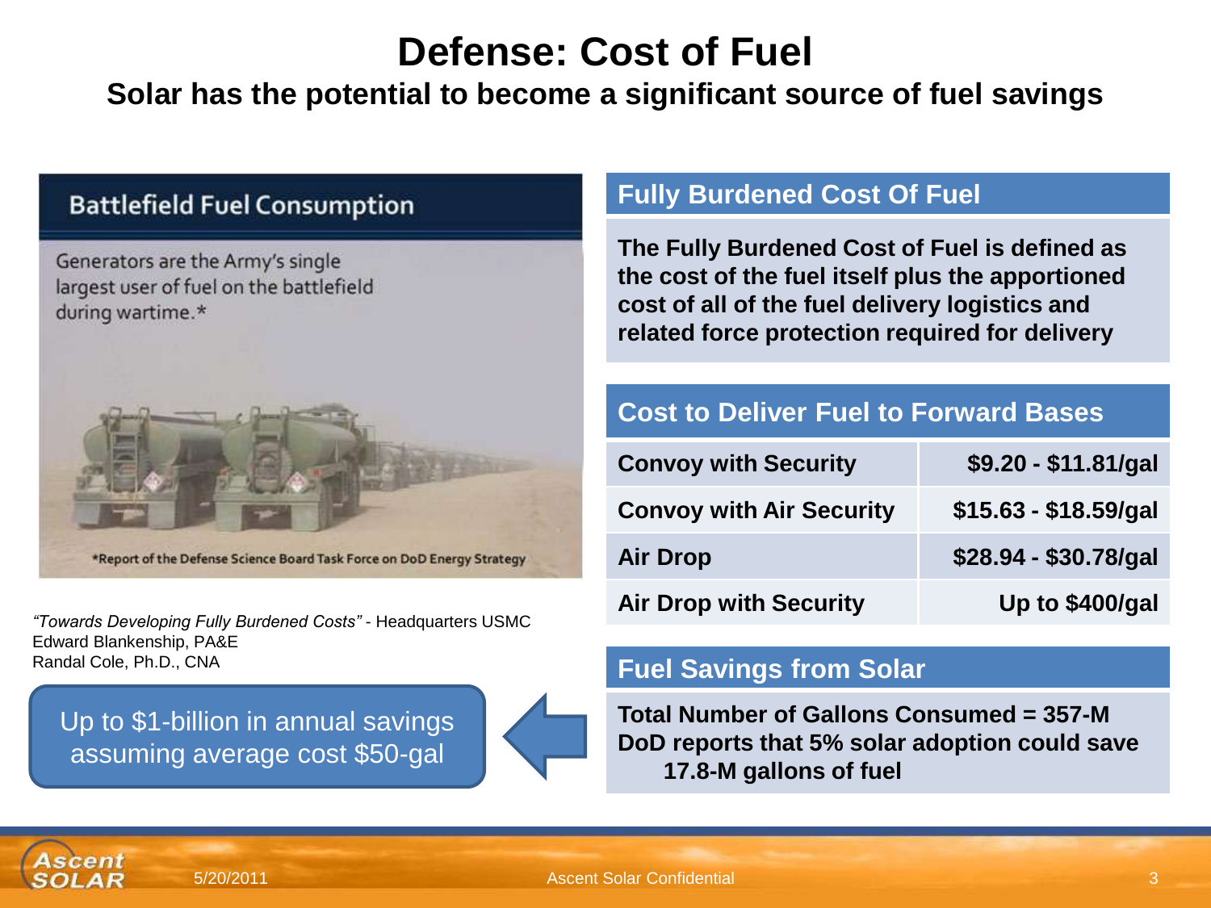# Defense: Cost of Fuel

## Solar has the potential to become a significant source of fuel savings

### Battlefield Fuel Consumption

Generators are the Army's single largest user of fuel on the battlefield during wartime.*

*Report of the Defense Science Board Task Force on DoD Energy Strategy

*"Towards Developing Fully Burdened Costs"* - Headquarters USMC
Edward Blankenship, PA&E
Randal Cole, Ph.D., CNA

Up to $1-billion in annual savings assuming average cost $50-gal

### Fully Burdened Cost Of Fuel

**The Fully Burdened Cost of Fuel is defined as the cost of the fuel itself plus the apportioned cost of all of the fuel delivery logistics and related force protection required for delivery**

### Cost to Deliver Fuel to Forward Bases

| Method | Cost |
|---|---|
| **Convoy with Security** | **$9.20 - $11.81/gal** |
| **Convoy with Air Security** | **$15.63 - $18.59/gal** |
| **Air Drop** | **$28.94 - $30.78/gal** |
| **Air Drop with Security** | **Up to $400/gal** |

### Fuel Savings from Solar

**Total Number of Gallons Consumed = 357-M**
**DoD reports that 5% solar adoption could save 17.8-M gallons of fuel**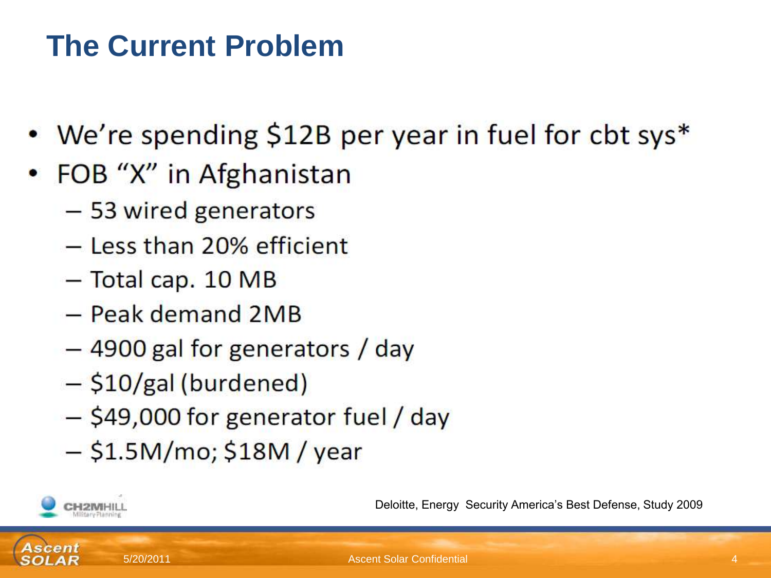# The Current Problem

- We're spending $12B per year in fuel for cbt sys*
- FOB "X" in Afghanistan
  - 53 wired generators
  - Less than 20% efficient
  - Total cap. 10 MB
  - Peak demand 2MB
  - 4900 gal for generators / day
  - $10/gal (burdened)
  - $49,000 for generator fuel / day
  - $1.5M/mo; $18M / year

CH2MHILL Military Planning

Deloitte, Energy Security America's Best Defense, Study 2009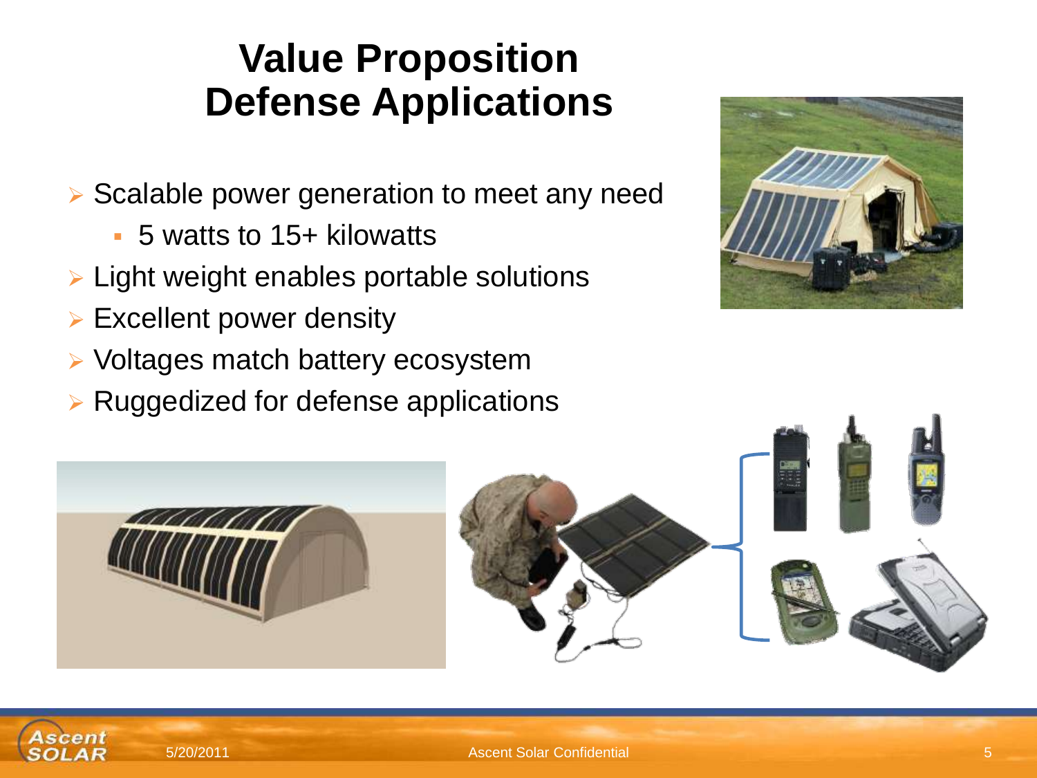# Value Proposition
# Defense Applications

- Scalable power generation to meet any need
  - 5 watts to 15+ kilowatts
- Light weight enables portable solutions
- Excellent power density
- Voltages match battery ecosystem
- Ruggedized for defense applications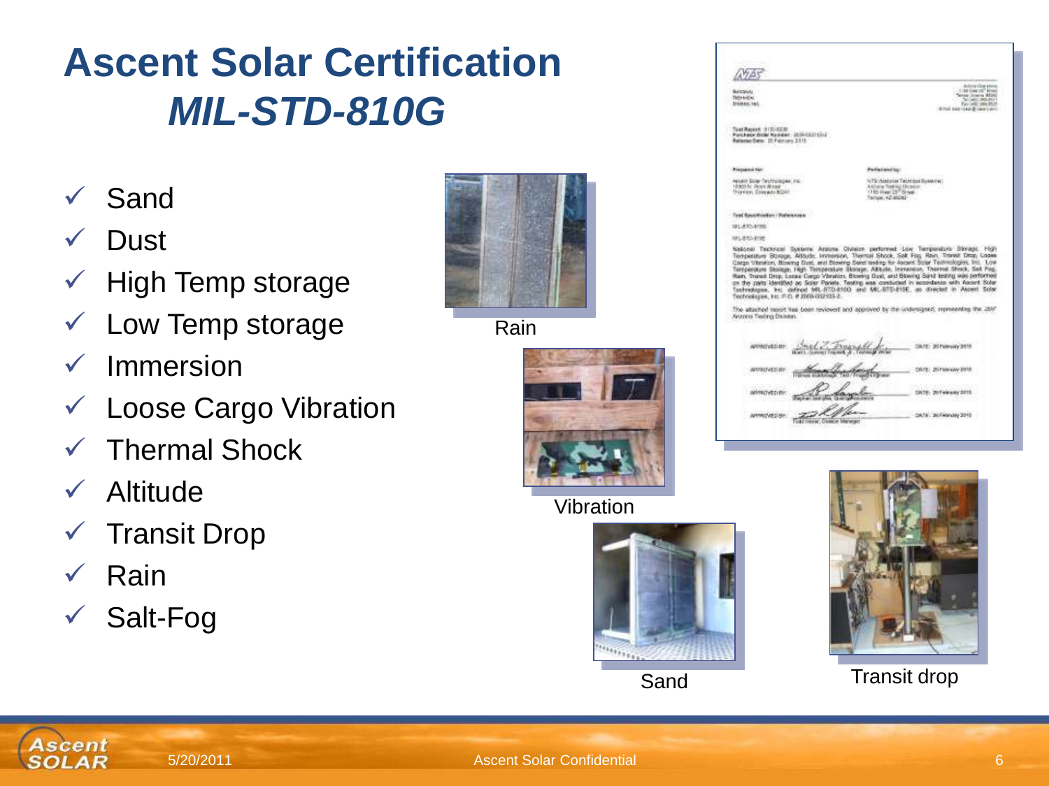# Ascent Solar Certification

## *MIL-STD-810G*

- ✓ Sand
- ✓ Dust
- ✓ High Temp storage
- ✓ Low Temp storage
- ✓ Immersion
- ✓ Loose Cargo Vibration
- ✓ Thermal Shock
- ✓ Altitude
- ✓ Transit Drop
- ✓ Rain
- ✓ Salt-Fog

Rain

Vibration

Sand

Transit drop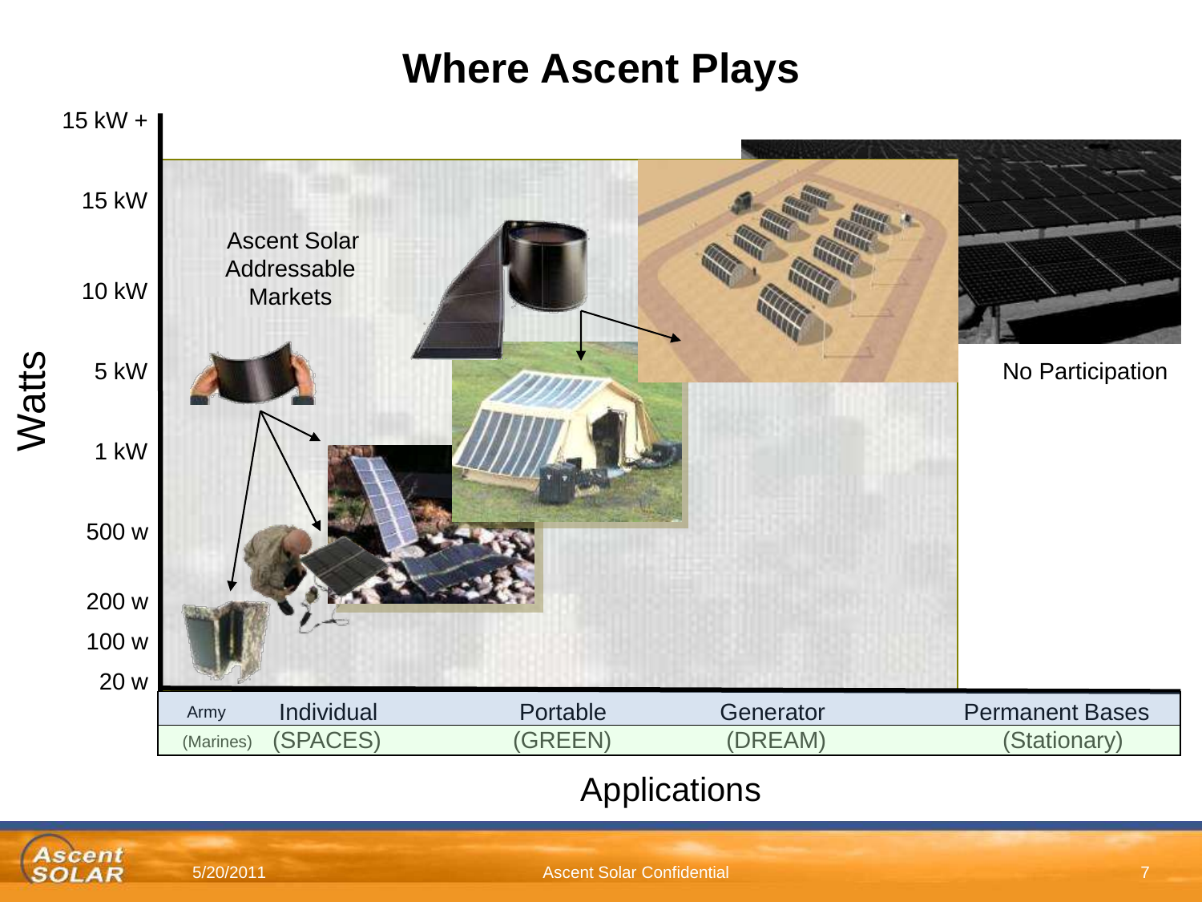# Where Ascent Plays

Watts

15 kW +

15 kW

10 kW

5 kW

1 kW

500 w

200 w

100 w

20 w

Ascent Solar Addressable Markets

No Participation

| | | | | |
|---|---|---|---|---|
| Army | Individual | Portable | Generator | Permanent Bases |
| (Marines) | (SPACES) | (GREEN) | (DREAM) | (Stationary) |

Applications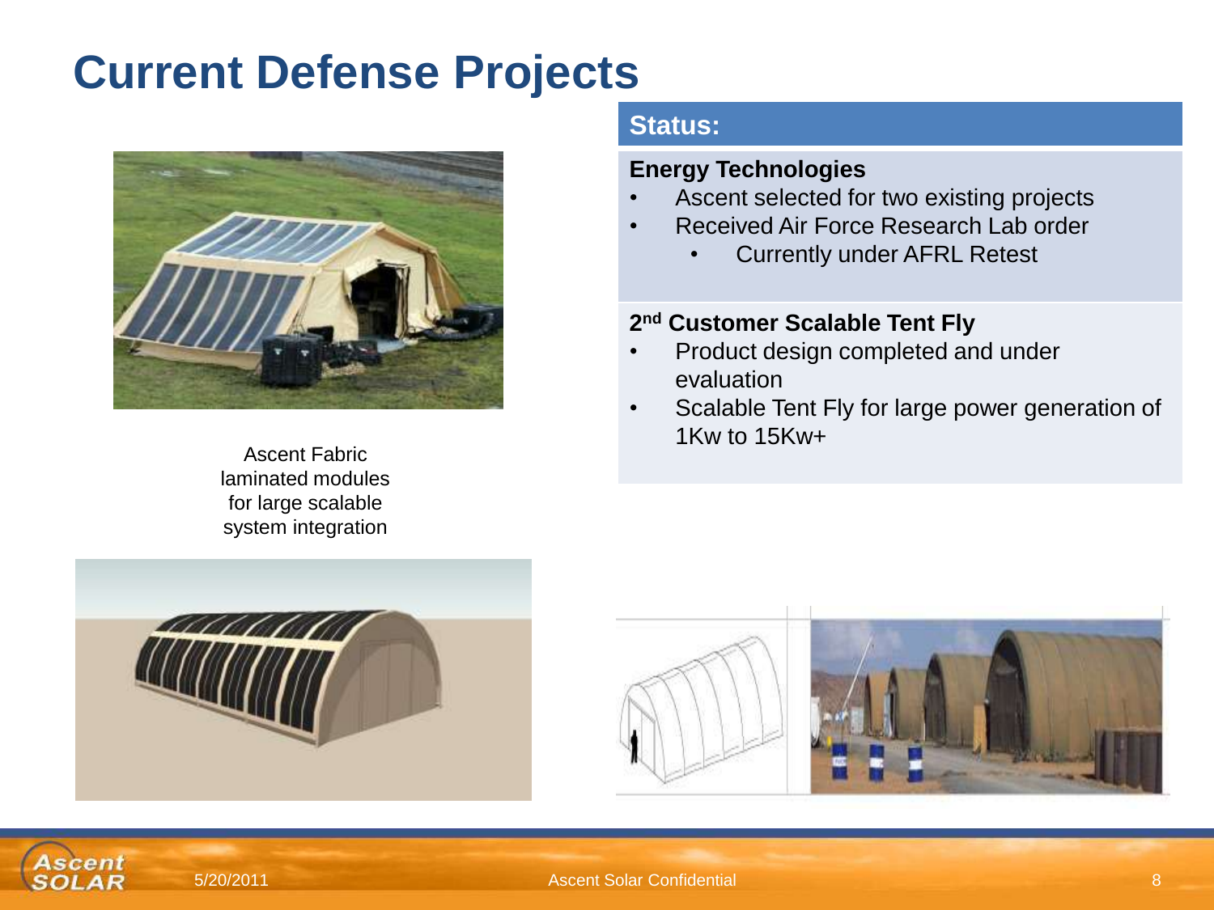# Current Defense Projects

Ascent Fabric laminated modules for large scalable system integration

## Status:

**Energy Technologies**

- Ascent selected for two existing projects
- Received Air Force Research Lab order
  - Currently under AFRL Retest

**2nd Customer Scalable Tent Fly**

- Product design completed and under evaluation
- Scalable Tent Fly for large power generation of 1Kw to 15Kw+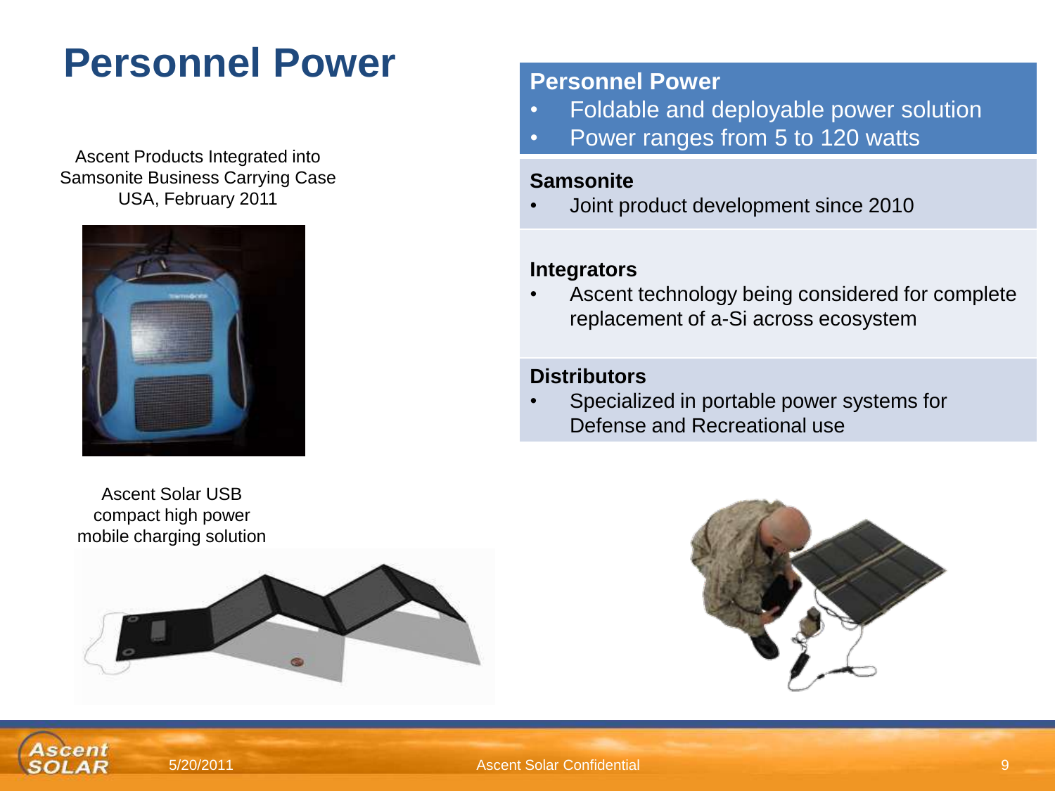# Personnel Power

Ascent Products Integrated into Samsonite Business Carrying Case
USA, February 2011

Ascent Solar USB compact high power mobile charging solution

### Personnel Power

- Foldable and deployable power solution
- Power ranges from 5 to 120 watts

### Samsonite

- Joint product development since 2010

### Integrators

- Ascent technology being considered for complete replacement of a-Si across ecosystem

### Distributors

- Specialized in portable power systems for Defense and Recreational use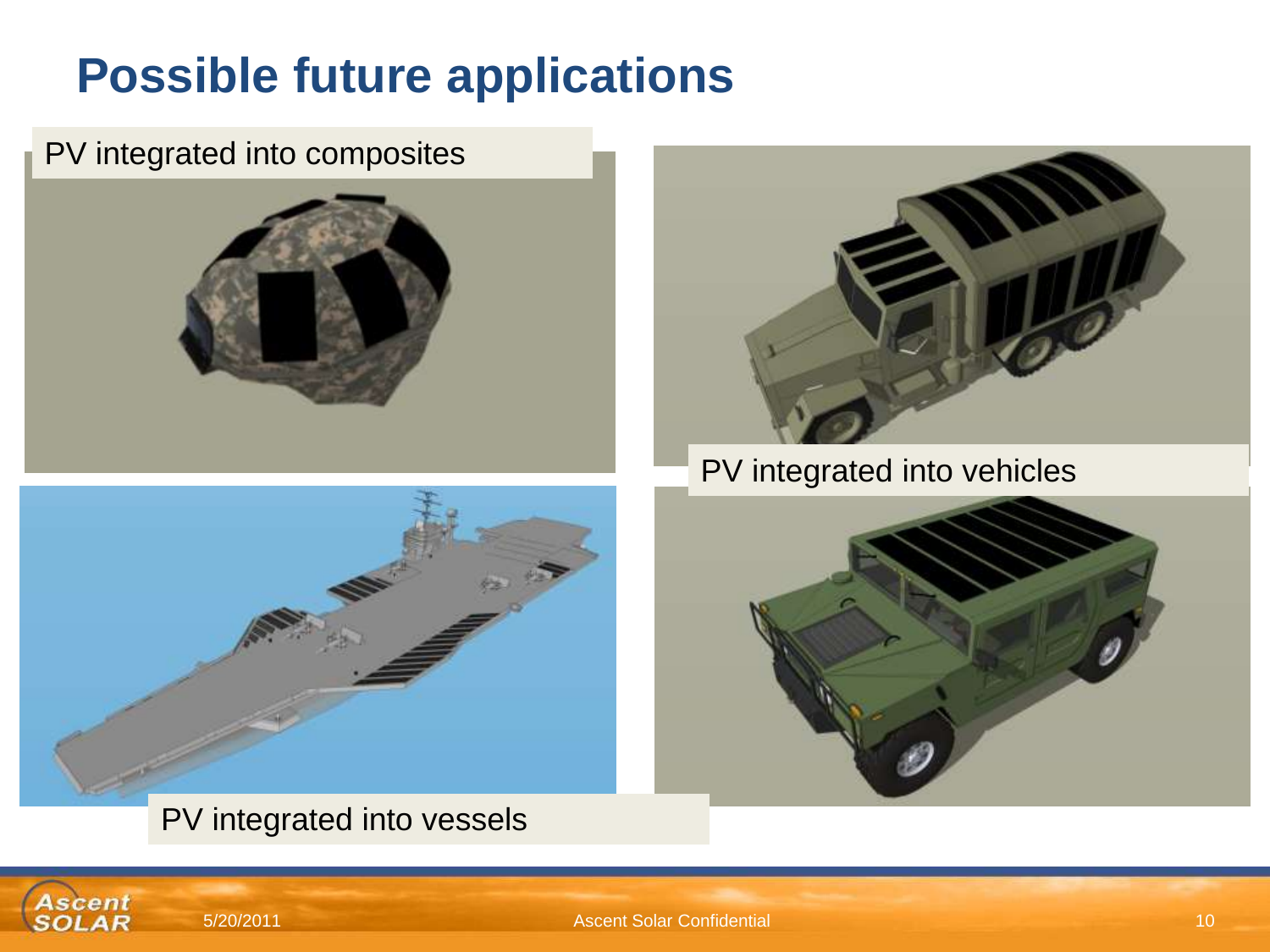# Possible future applications

PV integrated into composites

PV integrated into vehicles

PV integrated into vessels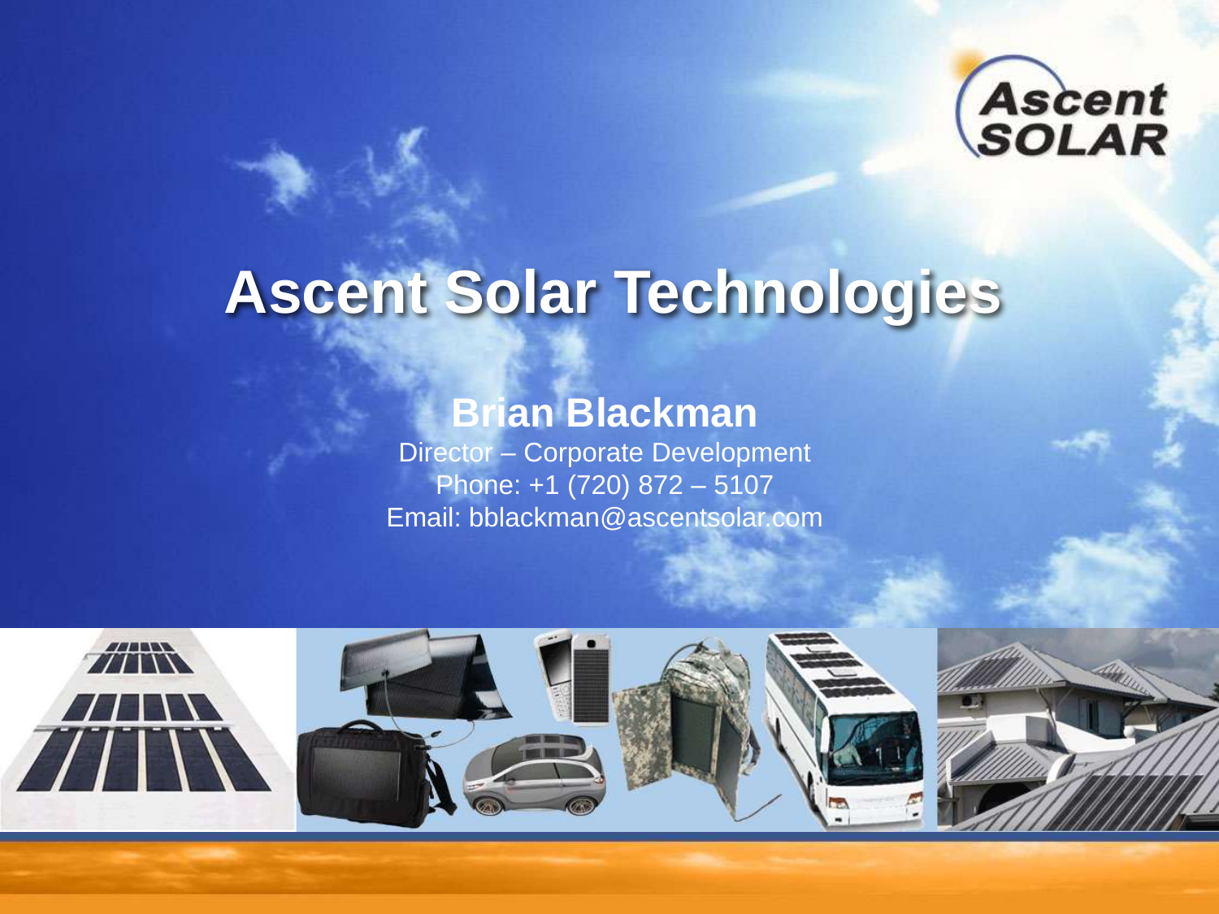# Ascent Solar Technologies

## Brian Blackman

Director – Corporate Development
Phone: +1 (720) 872 – 5107
Email: bblackman@ascentsolar.com